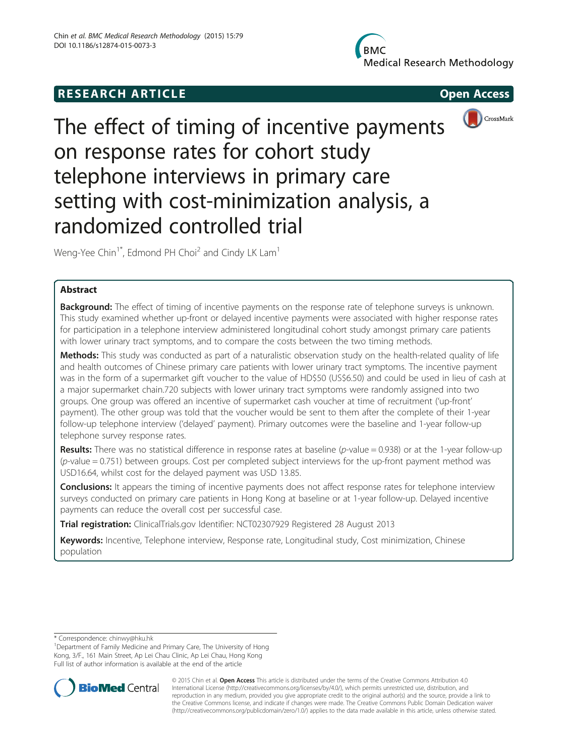RESEARCH ARTICLE

Open Access

# The effect of timing of incentive payments on response rates for cohort study telephone interviews in primary care setting with cost-minimization analysis, a randomized controlled trial

Weng-Yee Chin[1*], Edmond PH Choi[2] and Cindy LK Lam[1]

## Abstract

**Background:** The effect of timing of incentive payments on the response rate of telephone surveys is unknown. This study examined whether up-front or delayed incentive payments were associated with higher response rates for participation in a telephone interview administered longitudinal cohort study amongst primary care patients with lower urinary tract symptoms, and to compare the costs between the two timing methods.

**Methods:** This study was conducted as part of a naturalistic observation study on the health-related quality of life and health outcomes of Chinese primary care patients with lower urinary tract symptoms. The incentive payment was in the form of a supermarket gift voucher to the value of HD$50 (US$6.50) and could be used in lieu of cash at a major supermarket chain.720 subjects with lower urinary tract symptoms were randomly assigned into two groups. One group was offered an incentive of supermarket cash voucher at time of recruitment ('up-front' payment). The other group was told that the voucher would be sent to them after the complete of their 1-year follow-up telephone interview ('delayed' payment). Primary outcomes were the baseline and 1-year follow-up telephone survey response rates.

**Results:** There was no statistical difference in response rates at baseline (*p*-value = 0.938) or at the 1-year follow-up (*p*-value = 0.751) between groups. Cost per completed subject interviews for the up-front payment method was USD16.64, whilst cost for the delayed payment was USD 13.85.

**Conclusions:** It appears the timing of incentive payments does not affect response rates for telephone interview surveys conducted on primary care patients in Hong Kong at baseline or at 1-year follow-up. Delayed incentive payments can reduce the overall cost per successful case.

**Trial registration:** ClinicalTrials.gov Identifier: NCT02307929 Registered 28 August 2013

**Keywords:** Incentive, Telephone interview, Response rate, Longitudinal study, Cost minimization, Chinese population

\* Correspondence: chinwy@hku.hk

[1]Department of Family Medicine and Primary Care, The University of Hong Kong, 3/F., 161 Main Street, Ap Lei Chau Clinic, Ap Lei Chau, Hong Kong

Full list of author information is available at the end of the article

© 2015 Chin et al. **Open Access** This article is distributed under the terms of the Creative Commons Attribution 4.0 International License (http://creativecommons.org/licenses/by/4.0/), which permits unrestricted use, distribution, and reproduction in any medium, provided you give appropriate credit to the original author(s) and the source, provide a link to the Creative Commons license, and indicate if changes were made. The Creative Commons Public Domain Dedication waiver (http://creativecommons.org/publicdomain/zero/1.0/) applies to the data made available in this article, unless otherwise stated.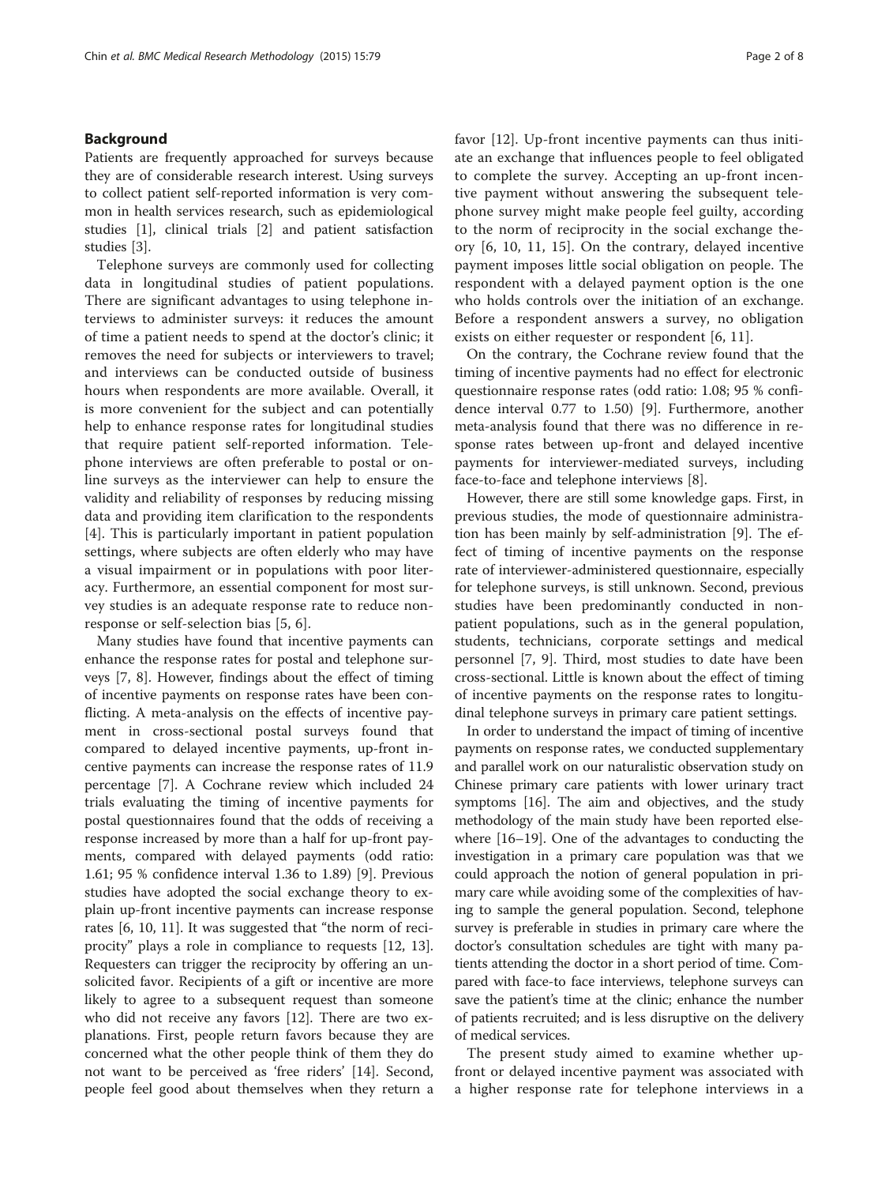## Background

Patients are frequently approached for surveys because they are of considerable research interest. Using surveys to collect patient self-reported information is very common in health services research, such as epidemiological studies [1], clinical trials [2] and patient satisfaction studies [3].

Telephone surveys are commonly used for collecting data in longitudinal studies of patient populations. There are significant advantages to using telephone interviews to administer surveys: it reduces the amount of time a patient needs to spend at the doctor's clinic; it removes the need for subjects or interviewers to travel; and interviews can be conducted outside of business hours when respondents are more available. Overall, it is more convenient for the subject and can potentially help to enhance response rates for longitudinal studies that require patient self-reported information. Telephone interviews are often preferable to postal or online surveys as the interviewer can help to ensure the validity and reliability of responses by reducing missing data and providing item clarification to the respondents [4]. This is particularly important in patient population settings, where subjects are often elderly who may have a visual impairment or in populations with poor literacy. Furthermore, an essential component for most survey studies is an adequate response rate to reduce non-response or self-selection bias [5, 6].

Many studies have found that incentive payments can enhance the response rates for postal and telephone surveys [7, 8]. However, findings about the effect of timing of incentive payments on response rates have been conflicting. A meta-analysis on the effects of incentive payment in cross-sectional postal surveys found that compared to delayed incentive payments, up-front incentive payments can increase the response rates of 11.9 percentage [7]. A Cochrane review which included 24 trials evaluating the timing of incentive payments for postal questionnaires found that the odds of receiving a response increased by more than a half for up-front payments, compared with delayed payments (odd ratio: 1.61; 95 % confidence interval 1.36 to 1.89) [9]. Previous studies have adopted the social exchange theory to explain up-front incentive payments can increase response rates [6, 10, 11]. It was suggested that "the norm of reciprocity" plays a role in compliance to requests [12, 13]. Requesters can trigger the reciprocity by offering an unsolicited favor. Recipients of a gift or incentive are more likely to agree to a subsequent request than someone who did not receive any favors [12]. There are two explanations. First, people return favors because they are concerned what the other people think of them they do not want to be perceived as 'free riders' [14]. Second, people feel good about themselves when they return a favor [12]. Up-front incentive payments can thus initiate an exchange that influences people to feel obligated to complete the survey. Accepting an up-front incentive payment without answering the subsequent telephone survey might make people feel guilty, according to the norm of reciprocity in the social exchange theory [6, 10, 11, 15]. On the contrary, delayed incentive payment imposes little social obligation on people. The respondent with a delayed payment option is the one who holds controls over the initiation of an exchange. Before a respondent answers a survey, no obligation exists on either requester or respondent [6, 11].

On the contrary, the Cochrane review found that the timing of incentive payments had no effect for electronic questionnaire response rates (odd ratio: 1.08; 95 % confidence interval 0.77 to 1.50) [9]. Furthermore, another meta-analysis found that there was no difference in response rates between up-front and delayed incentive payments for interviewer-mediated surveys, including face-to-face and telephone interviews [8].

However, there are still some knowledge gaps. First, in previous studies, the mode of questionnaire administration has been mainly by self-administration [9]. The effect of timing of incentive payments on the response rate of interviewer-administered questionnaire, especially for telephone surveys, is still unknown. Second, previous studies have been predominantly conducted in non-patient populations, such as in the general population, students, technicians, corporate settings and medical personnel [7, 9]. Third, most studies to date have been cross-sectional. Little is known about the effect of timing of incentive payments on the response rates to longitudinal telephone surveys in primary care patient settings.

In order to understand the impact of timing of incentive payments on response rates, we conducted supplementary and parallel work on our naturalistic observation study on Chinese primary care patients with lower urinary tract symptoms [16]. The aim and objectives, and the study methodology of the main study have been reported elsewhere [16–19]. One of the advantages to conducting the investigation in a primary care population was that we could approach the notion of general population in primary care while avoiding some of the complexities of having to sample the general population. Second, telephone survey is preferable in studies in primary care where the doctor's consultation schedules are tight with many patients attending the doctor in a short period of time. Compared with face-to face interviews, telephone surveys can save the patient's time at the clinic; enhance the number of patients recruited; and is less disruptive on the delivery of medical services.

The present study aimed to examine whether up-front or delayed incentive payment was associated with a higher response rate for telephone interviews in a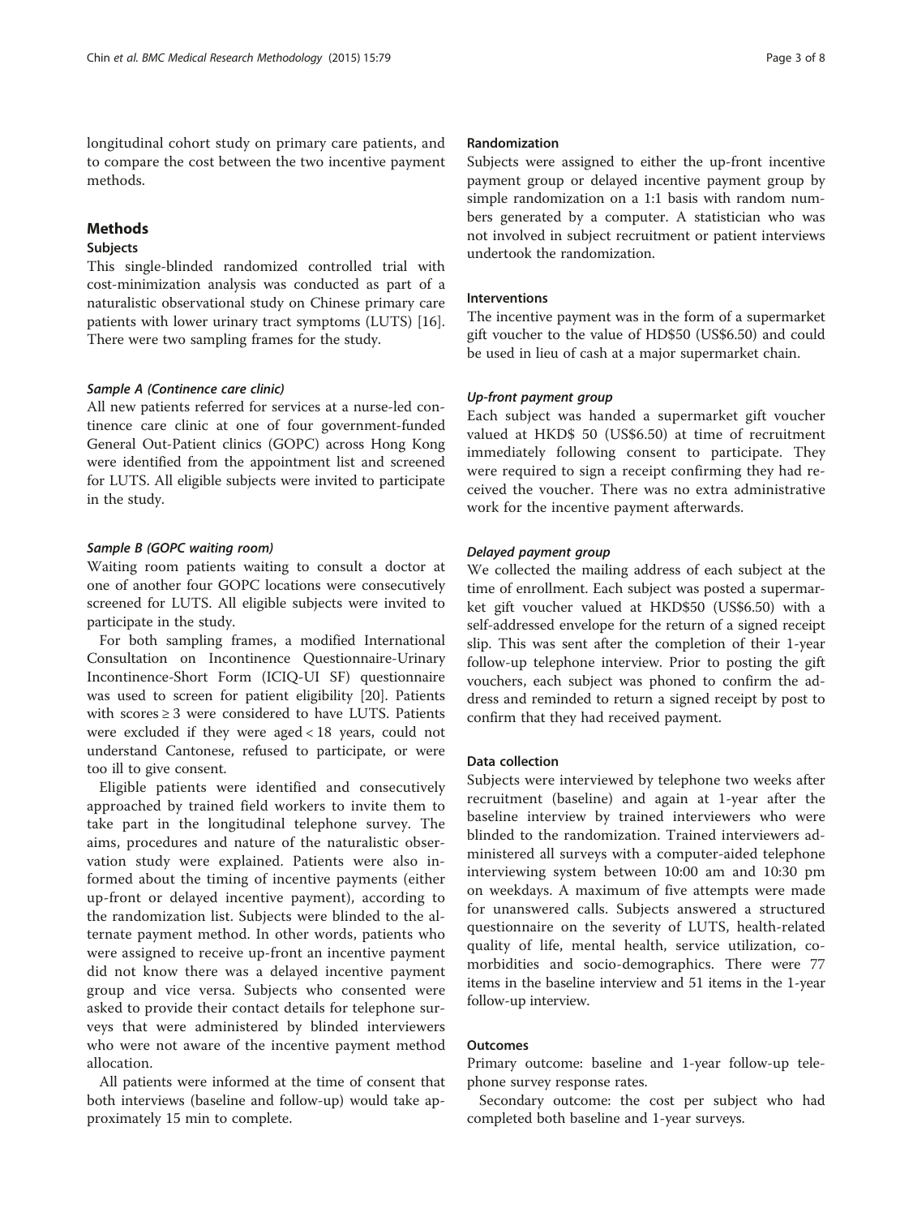longitudinal cohort study on primary care patients, and to compare the cost between the two incentive payment methods.

## Methods

### Subjects

This single-blinded randomized controlled trial with cost-minimization analysis was conducted as part of a naturalistic observational study on Chinese primary care patients with lower urinary tract symptoms (LUTS) [16]. There were two sampling frames for the study.

#### *Sample A (Continence care clinic)*

All new patients referred for services at a nurse-led continence care clinic at one of four government-funded General Out-Patient clinics (GOPC) across Hong Kong were identified from the appointment list and screened for LUTS. All eligible subjects were invited to participate in the study.

#### *Sample B (GOPC waiting room)*

Waiting room patients waiting to consult a doctor at one of another four GOPC locations were consecutively screened for LUTS. All eligible subjects were invited to participate in the study.

For both sampling frames, a modified International Consultation on Incontinence Questionnaire-Urinary Incontinence-Short Form (ICIQ-UI SF) questionnaire was used to screen for patient eligibility [20]. Patients with scores ≥ 3 were considered to have LUTS. Patients were excluded if they were aged < 18 years, could not understand Cantonese, refused to participate, or were too ill to give consent.

Eligible patients were identified and consecutively approached by trained field workers to invite them to take part in the longitudinal telephone survey. The aims, procedures and nature of the naturalistic observation study were explained. Patients were also informed about the timing of incentive payments (either up-front or delayed incentive payment), according to the randomization list. Subjects were blinded to the alternate payment method. In other words, patients who were assigned to receive up-front an incentive payment did not know there was a delayed incentive payment group and vice versa. Subjects who consented were asked to provide their contact details for telephone surveys that were administered by blinded interviewers who were not aware of the incentive payment method allocation.

All patients were informed at the time of consent that both interviews (baseline and follow-up) would take approximately 15 min to complete.

### Randomization

Subjects were assigned to either the up-front incentive payment group or delayed incentive payment group by simple randomization on a 1:1 basis with random numbers generated by a computer. A statistician who was not involved in subject recruitment or patient interviews undertook the randomization.

### Interventions

The incentive payment was in the form of a supermarket gift voucher to the value of HD$50 (US$6.50) and could be used in lieu of cash at a major supermarket chain.

#### *Up-front payment group*

Each subject was handed a supermarket gift voucher valued at HKD$ 50 (US$6.50) at time of recruitment immediately following consent to participate. They were required to sign a receipt confirming they had received the voucher. There was no extra administrative work for the incentive payment afterwards.

#### *Delayed payment group*

We collected the mailing address of each subject at the time of enrollment. Each subject was posted a supermarket gift voucher valued at HKD$50 (US$6.50) with a self-addressed envelope for the return of a signed receipt slip. This was sent after the completion of their 1-year follow-up telephone interview. Prior to posting the gift vouchers, each subject was phoned to confirm the address and reminded to return a signed receipt by post to confirm that they had received payment.

### Data collection

Subjects were interviewed by telephone two weeks after recruitment (baseline) and again at 1-year after the baseline interview by trained interviewers who were blinded to the randomization. Trained interviewers administered all surveys with a computer-aided telephone interviewing system between 10:00 am and 10:30 pm on weekdays. A maximum of five attempts were made for unanswered calls. Subjects answered a structured questionnaire on the severity of LUTS, health-related quality of life, mental health, service utilization, comorbidities and socio-demographics. There were 77 items in the baseline interview and 51 items in the 1-year follow-up interview.

### Outcomes

Primary outcome: baseline and 1-year follow-up telephone survey response rates.

Secondary outcome: the cost per subject who had completed both baseline and 1-year surveys.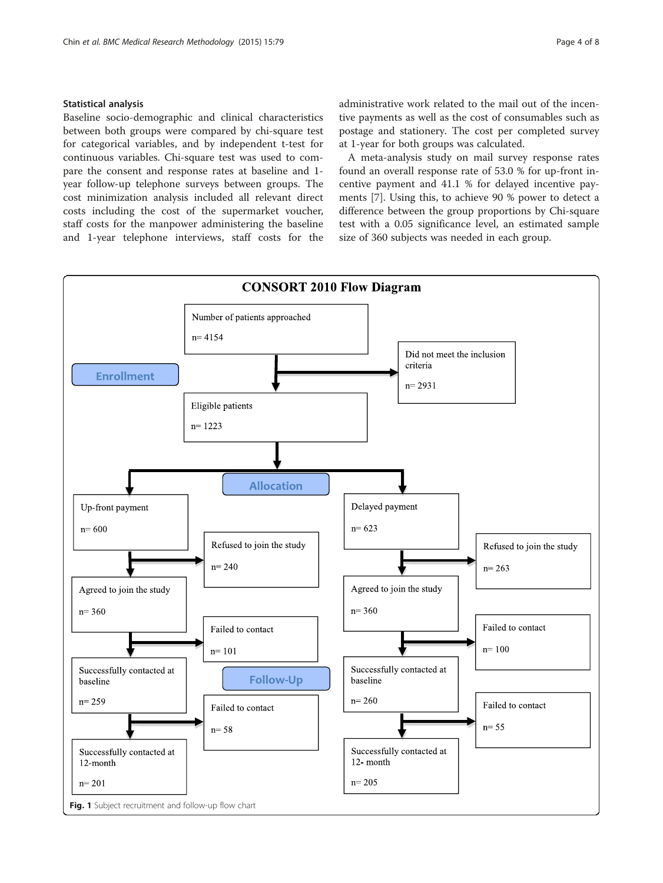### Statistical analysis

Baseline socio-demographic and clinical characteristics between both groups were compared by chi-square test for categorical variables, and by independent t-test for continuous variables. Chi-square test was used to compare the consent and response rates at baseline and 1-year follow-up telephone surveys between groups. The cost minimization analysis included all relevant direct costs including the cost of the supermarket voucher, staff costs for the manpower administering the baseline and 1-year telephone interviews, staff costs for the administrative work related to the mail out of the incentive payments as well as the cost of consumables such as postage and stationery. The cost per completed survey at 1-year for both groups was calculated.

A meta-analysis study on mail survey response rates found an overall response rate of 53.0 % for up-front incentive payment and 41.1 % for delayed incentive payments [7]. Using this, to achieve 90 % power to detect a difference between the group proportions by Chi-square test with a 0.05 significance level, an estimated sample size of 360 subjects was needed in each group.

**CONSORT 2010 Flow Diagram**

**Enrollment**

- Number of patients approached n= 4154
  - Did not meet the inclusion criteria n= 2931
- Eligible patients n= 1223

**Allocation**

- Up-front payment n= 600
  - Refused to join the study n= 240
  - Agreed to join the study n= 360
  - Failed to contact n= 101
  - Successfully contacted at baseline n= 259
  - Failed to contact n= 58
  - Successfully contacted at 12-month n= 201
- Delayed payment n= 623
  - Refused to join the study n= 263
  - Agreed to join the study n= 360
  - Failed to contact n= 100
  - Successfully contacted at baseline n= 260
  - Failed to contact n= 55
  - Successfully contacted at 12- month n= 205

**Follow-Up**

**Fig. 1** Subject recruitment and follow-up flow chart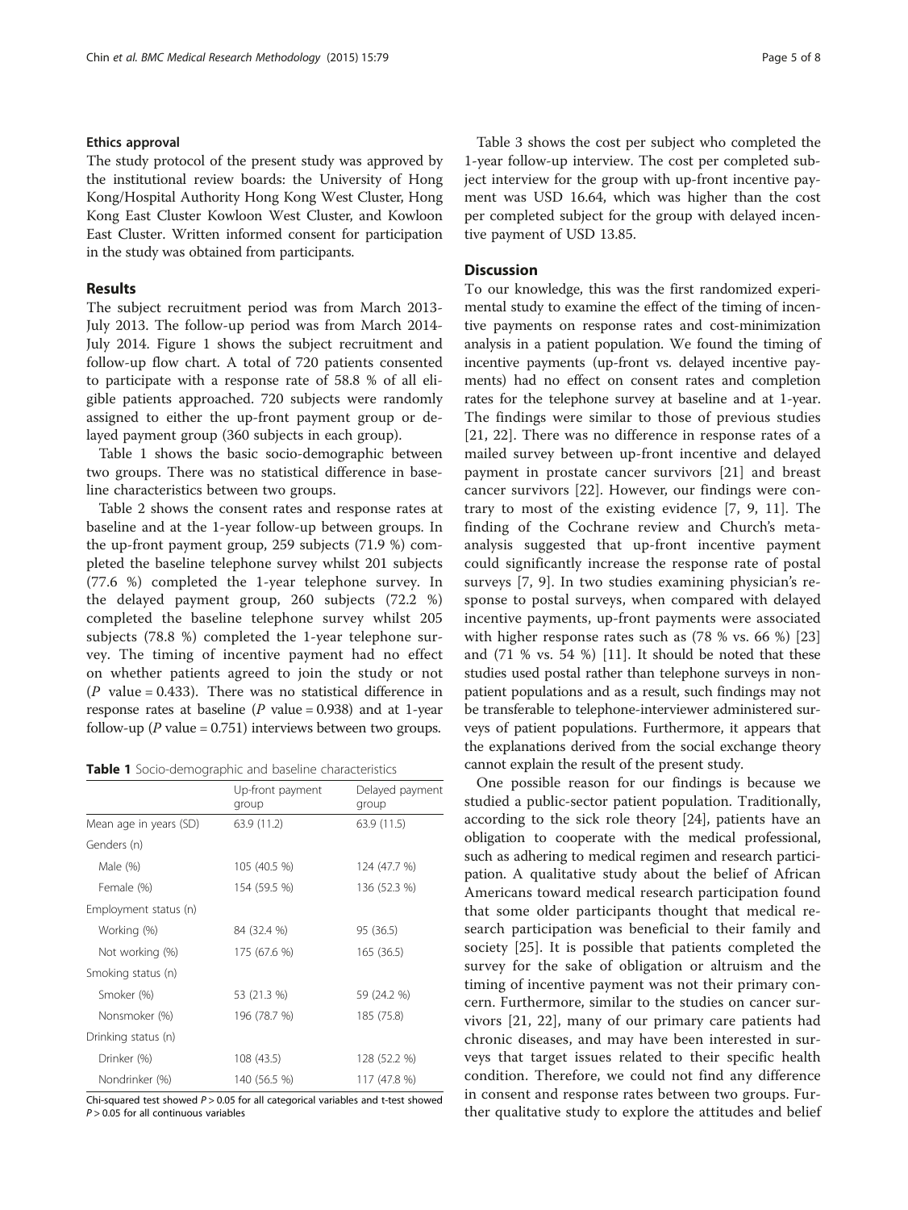### Ethics approval

The study protocol of the present study was approved by the institutional review boards: the University of Hong Kong/Hospital Authority Hong Kong West Cluster, Hong Kong East Cluster Kowloon West Cluster, and Kowloon East Cluster. Written informed consent for participation in the study was obtained from participants.

## Results

The subject recruitment period was from March 2013-July 2013. The follow-up period was from March 2014-July 2014. Figure 1 shows the subject recruitment and follow-up flow chart. A total of 720 patients consented to participate with a response rate of 58.8 % of all eligible patients approached. 720 subjects were randomly assigned to either the up-front payment group or delayed payment group (360 subjects in each group).

Table 1 shows the basic socio-demographic between two groups. There was no statistical difference in baseline characteristics between two groups.

Table 2 shows the consent rates and response rates at baseline and at the 1-year follow-up between groups. In the up-front payment group, 259 subjects (71.9 %) completed the baseline telephone survey whilst 201 subjects (77.6 %) completed the 1-year telephone survey. In the delayed payment group, 260 subjects (72.2 %) completed the baseline telephone survey whilst 205 subjects (78.8 %) completed the 1-year telephone survey. The timing of incentive payment had no effect on whether patients agreed to join the study or not ($P$ value = 0.433). There was no statistical difference in response rates at baseline ($P$ value = 0.938) and at 1-year follow-up ($P$ value = 0.751) interviews between two groups.

**Table 1** Socio-demographic and baseline characteristics

| | Up-front payment group | Delayed payment group |
|---|---|---|
| Mean age in years (SD) | 63.9 (11.2) | 63.9 (11.5) |
| Genders (n) | | |
| Male (%) | 105 (40.5 %) | 124 (47.7 %) |
| Female (%) | 154 (59.5 %) | 136 (52.3 %) |
| Employment status (n) | | |
| Working (%) | 84 (32.4 %) | 95 (36.5) |
| Not working (%) | 175 (67.6 %) | 165 (36.5) |
| Smoking status (n) | | |
| Smoker (%) | 53 (21.3 %) | 59 (24.2 %) |
| Nonsmoker (%) | 196 (78.7 %) | 185 (75.8) |
| Drinking status (n) | | |
| Drinker (%) | 108 (43.5) | 128 (52.2 %) |
| Nondrinker (%) | 140 (56.5 %) | 117 (47.8 %) |

Chi-squared test showed $P > 0.05$ for all categorical variables and t-test showed $P > 0.05$ for all continuous variables

Table 3 shows the cost per subject who completed the 1-year follow-up interview. The cost per completed subject interview for the group with up-front incentive payment was USD 16.64, which was higher than the cost per completed subject for the group with delayed incentive payment of USD 13.85.

## Discussion

To our knowledge, this was the first randomized experimental study to examine the effect of the timing of incentive payments on response rates and cost-minimization analysis in a patient population. We found the timing of incentive payments (up-front vs. delayed incentive payments) had no effect on consent rates and completion rates for the telephone survey at baseline and at 1-year. The findings were similar to those of previous studies [21, 22]. There was no difference in response rates of a mailed survey between up-front incentive and delayed payment in prostate cancer survivors [21] and breast cancer survivors [22]. However, our findings were contrary to most of the existing evidence [7, 9, 11]. The finding of the Cochrane review and Church's meta-analysis suggested that up-front incentive payment could significantly increase the response rate of postal surveys [7, 9]. In two studies examining physician's response to postal surveys, when compared with delayed incentive payments, up-front payments were associated with higher response rates such as (78 % vs. 66 %) [23] and (71 % vs. 54 %) [11]. It should be noted that these studies used postal rather than telephone surveys in non-patient populations and as a result, such findings may not be transferable to telephone-interviewer administered surveys of patient populations. Furthermore, it appears that the explanations derived from the social exchange theory cannot explain the result of the present study.

One possible reason for our findings is because we studied a public-sector patient population. Traditionally, according to the sick role theory [24], patients have an obligation to cooperate with the medical professional, such as adhering to medical regimen and research participation. A qualitative study about the belief of African Americans toward medical research participation found that some older participants thought that medical research participation was beneficial to their family and society [25]. It is possible that patients completed the survey for the sake of obligation or altruism and the timing of incentive payment was not their primary concern. Furthermore, similar to the studies on cancer survivors [21, 22], many of our primary care patients had chronic diseases, and may have been interested in surveys that target issues related to their specific health condition. Therefore, we could not find any difference in consent and response rates between two groups. Further qualitative study to explore the attitudes and belief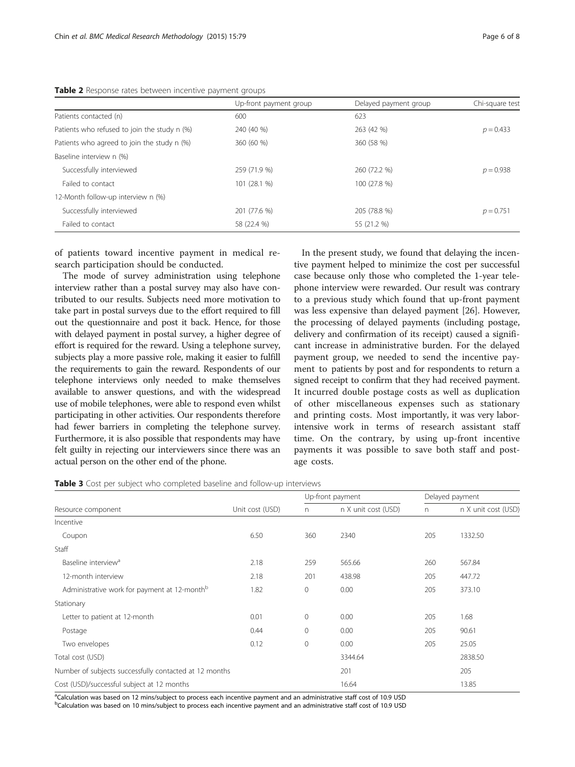**Table 2** Response rates between incentive payment groups

| | Up-front payment group | Delayed payment group | Chi-square test |
|---|---|---|---|
| Patients contacted (n) | 600 | 623 | |
| Patients who refused to join the study n (%) | 240 (40 %) | 263 (42 %) | $p = 0.433$ |
| Patients who agreed to join the study n (%) | 360 (60 %) | 360 (58 %) | |
| Baseline interview n (%) | | | |
| Successfully interviewed | 259 (71.9 %) | 260 (72.2 %) | $p = 0.938$ |
| Failed to contact | 101 (28.1 %) | 100 (27.8 %) | |
| 12-Month follow-up interview n (%) | | | |
| Successfully interviewed | 201 (77.6 %) | 205 (78.8 %) | $p = 0.751$ |
| Failed to contact | 58 (22.4 %) | 55 (21.2 %) | |

of patients toward incentive payment in medical research participation should be conducted.

The mode of survey administration using telephone interview rather than a postal survey may also have contributed to our results. Subjects need more motivation to take part in postal surveys due to the effort required to fill out the questionnaire and post it back. Hence, for those with delayed payment in postal survey, a higher degree of effort is required for the reward. Using a telephone survey, subjects play a more passive role, making it easier to fulfill the requirements to gain the reward. Respondents of our telephone interviews only needed to make themselves available to answer questions, and with the widespread use of mobile telephones, were able to respond even whilst participating in other activities. Our respondents therefore had fewer barriers in completing the telephone survey. Furthermore, it is also possible that respondents may have felt guilty in rejecting our interviewers since there was an actual person on the other end of the phone.

In the present study, we found that delaying the incentive payment helped to minimize the cost per successful case because only those who completed the 1-year telephone interview were rewarded. Our result was contrary to a previous study which found that up-front payment was less expensive than delayed payment [26]. However, the processing of delayed payments (including postage, delivery and confirmation of its receipt) caused a significant increase in administrative burden. For the delayed payment group, we needed to send the incentive payment to patients by post and for respondents to return a signed receipt to confirm that they had received payment. It incurred double postage costs as well as duplication of other miscellaneous expenses such as stationary and printing costs. Most importantly, it was very labor-intensive work in terms of research assistant staff time. On the contrary, by using up-front incentive payments it was possible to save both staff and postage costs.

**Table 3** Cost per subject who completed baseline and follow-up interviews

| | | Up-front payment | | Delayed payment | |
|---|---|---|---|---|---|
| Resource component | Unit cost (USD) | n | n X unit cost (USD) | n | n X unit cost (USD) |
| Incentive | | | | | |
| Coupon | 6.50 | 360 | 2340 | 205 | 1332.50 |
| Staff | | | | | |
| Baseline interview[a] | 2.18 | 259 | 565.66 | 260 | 567.84 |
| 12-month interview | 2.18 | 201 | 438.98 | 205 | 447.72 |
| Administrative work for payment at 12-month[b] | 1.82 | 0 | 0.00 | 205 | 373.10 |
| Stationary | | | | | |
| Letter to patient at 12-month | 0.01 | 0 | 0.00 | 205 | 1.68 |
| Postage | 0.44 | 0 | 0.00 | 205 | 90.61 |
| Two envelopes | 0.12 | 0 | 0.00 | 205 | 25.05 |
| Total cost (USD) | | | 3344.64 | | 2838.50 |
| Number of subjects successfully contacted at 12 months | | | 201 | | 205 |
| Cost (USD)/successful subject at 12 months | | | 16.64 | | 13.85 |

[a]Calculation was based on 12 mins/subject to process each incentive payment and an administrative staff cost of 10.9 USD
[b]Calculation was based on 10 mins/subject to process each incentive payment and an administrative staff cost of 10.9 USD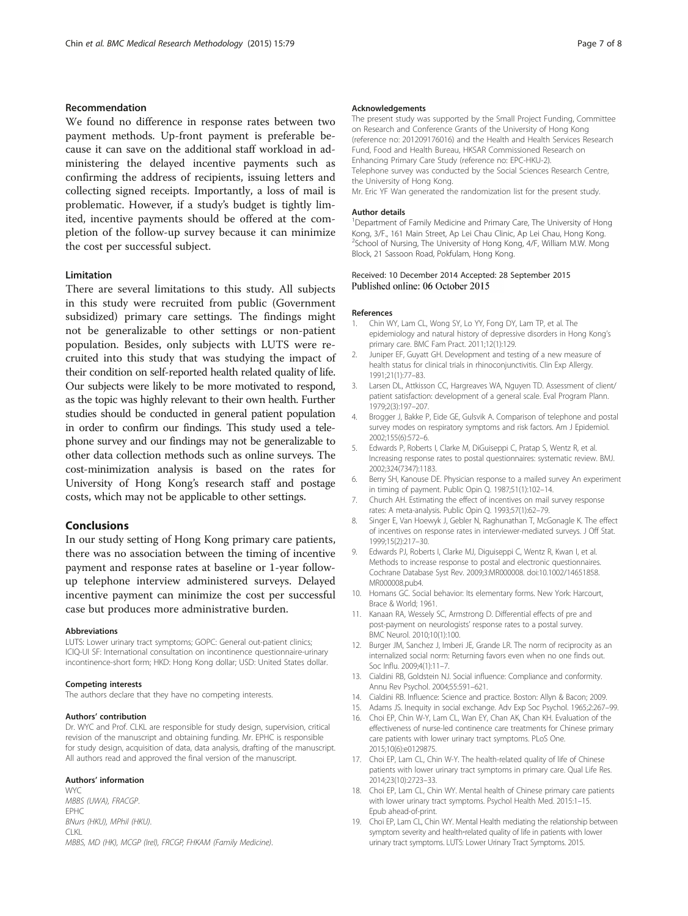### Recommendation

We found no difference in response rates between two payment methods. Up-front payment is preferable because it can save on the additional staff workload in administering the delayed incentive payments such as confirming the address of recipients, issuing letters and collecting signed receipts. Importantly, a loss of mail is problematic. However, if a study's budget is tightly limited, incentive payments should be offered at the completion of the follow-up survey because it can minimize the cost per successful subject.

### Limitation

There are several limitations to this study. All subjects in this study were recruited from public (Government subsidized) primary care settings. The findings might not be generalizable to other settings or non-patient population. Besides, only subjects with LUTS were recruited into this study that was studying the impact of their condition on self-reported health related quality of life. Our subjects were likely to be more motivated to respond, as the topic was highly relevant to their own health. Further studies should be conducted in general patient population in order to confirm our findings. This study used a telephone survey and our findings may not be generalizable to other data collection methods such as online surveys. The cost-minimization analysis is based on the rates for University of Hong Kong's research staff and postage costs, which may not be applicable to other settings.

## Conclusions

In our study setting of Hong Kong primary care patients, there was no association between the timing of incentive payment and response rates at baseline or 1-year follow-up telephone interview administered surveys. Delayed incentive payment can minimize the cost per successful case but produces more administrative burden.

#### Abbreviations

LUTS: Lower urinary tract symptoms; GOPC: General out-patient clinics; ICIQ-UI SF: International consultation on incontinence questionnaire-urinary incontinence-short form; HKD: Hong Kong dollar; USD: United States dollar.

#### Competing interests

The authors declare that they have no competing interests.

#### Authors' contribution

Dr. WYC and Prof. CLKL are responsible for study design, supervision, critical revision of the manuscript and obtaining funding. Mr. EPHC is responsible for study design, acquisition of data, data analysis, drafting of the manuscript. All authors read and approved the final version of the manuscript.

#### Authors' information

WYC
*MBBS (UWA), FRACGP.*
EPHC
*BNurs (HKU), MPhil (HKU).*
CLKL
*MBBS, MD (HK), MCGP (Irel), FRCGP, FHKAM (Family Medicine).*

#### Acknowledgements

The present study was supported by the Small Project Funding, Committee on Research and Conference Grants of the University of Hong Kong (reference no: 201209176016) and the Health and Health Services Research Fund, Food and Health Bureau, HKSAR Commissioned Research on Enhancing Primary Care Study (reference no: EPC-HKU-2).
Telephone survey was conducted by the Social Sciences Research Centre, the University of Hong Kong.
Mr. Eric YF Wan generated the randomization list for the present study.

#### Author details

[1]Department of Family Medicine and Primary Care, The University of Hong Kong, 3/F., 161 Main Street, Ap Lei Chau Clinic, Ap Lei Chau, Hong Kong. [2]School of Nursing, The University of Hong Kong, 4/F, William M.W. Mong Block, 21 Sassoon Road, Pokfulam, Hong Kong.

Received: 10 December 2014 Accepted: 28 September 2015
Published online: 06 October 2015

#### References

1. Chin WY, Lam CL, Wong SY, Lo YY, Fong DY, Lam TP, et al. The epidemiology and natural history of depressive disorders in Hong Kong's primary care. BMC Fam Pract. 2011;12(1):129.
2. Juniper EF, Guyatt GH. Development and testing of a new measure of health status for clinical trials in rhinoconjunctivitis. Clin Exp Allergy. 1991;21(1):77–83.
3. Larsen DL, Attkisson CC, Hargreaves WA, Nguyen TD. Assessment of client/patient satisfaction: development of a general scale. Eval Program Plann. 1979;2(3):197–207.
4. Brogger J, Bakke P, Eide GE, Gulsvik A. Comparison of telephone and postal survey modes on respiratory symptoms and risk factors. Am J Epidemiol. 2002;155(6):572–6.
5. Edwards P, Roberts I, Clarke M, DiGuiseppi C, Pratap S, Wentz R, et al. Increasing response rates to postal questionnaires: systematic review. BMJ. 2002;324(7347):1183.
6. Berry SH, Kanouse DE. Physician response to a mailed survey An experiment in timing of payment. Public Opin Q. 1987;51(1):102–14.
7. Church AH. Estimating the effect of incentives on mail survey response rates: A meta-analysis. Public Opin Q. 1993;57(1):62–79.
8. Singer E, Van Hoewyk J, Gebler N, Raghunathan T, McGonagle K. The effect of incentives on response rates in interviewer-mediated surveys. J Off Stat. 1999;15(2):217–30.
9. Edwards PJ, Roberts I, Clarke MJ, Diguiseppi C, Wentz R, Kwan I, et al. Methods to increase response to postal and electronic questionnaires. Cochrane Database Syst Rev. 2009;3:MR000008. doi:10.1002/14651858.MR000008.pub4.
10. Homans GC. Social behavior: Its elementary forms. New York: Harcourt, Brace & World; 1961.
11. Kanaan RA, Wessely SC, Armstrong D. Differential effects of pre and post-payment on neurologists' response rates to a postal survey. BMC Neurol. 2010;10(1):100.
12. Burger JM, Sanchez J, Imberi JE, Grande LR. The norm of reciprocity as an internalized social norm: Returning favors even when no one finds out. Soc Influ. 2009;4(1):11–7.
13. Cialdini RB, Goldstein NJ. Social influence: Compliance and conformity. Annu Rev Psychol. 2004;55:591–621.
14. Cialdini RB. Influence: Science and practice. Boston: Allyn & Bacon; 2009.
15. Adams JS. Inequity in social exchange. Adv Exp Soc Psychol. 1965;2:267–99.
16. Choi EP, Chin W-Y, Lam CL, Wan EY, Chan AK, Chan KH. Evaluation of the effectiveness of nurse-led continence care treatments for Chinese primary care patients with lower urinary tract symptoms. PLoS One. 2015;10(6):e0129875.
17. Choi EP, Lam CL, Chin W-Y. The health-related quality of life of Chinese patients with lower urinary tract symptoms in primary care. Qual Life Res. 2014;23(10):2723–33.
18. Choi EP, Lam CL, Chin WY. Mental health of Chinese primary care patients with lower urinary tract symptoms. Psychol Health Med. 2015:1–15. Epub ahead-of-print.
19. Choi EP, Lam CL, Chin WY. Mental Health mediating the relationship between symptom severity and health-related quality of life in patients with lower urinary tract symptoms. LUTS: Lower Urinary Tract Symptoms. 2015.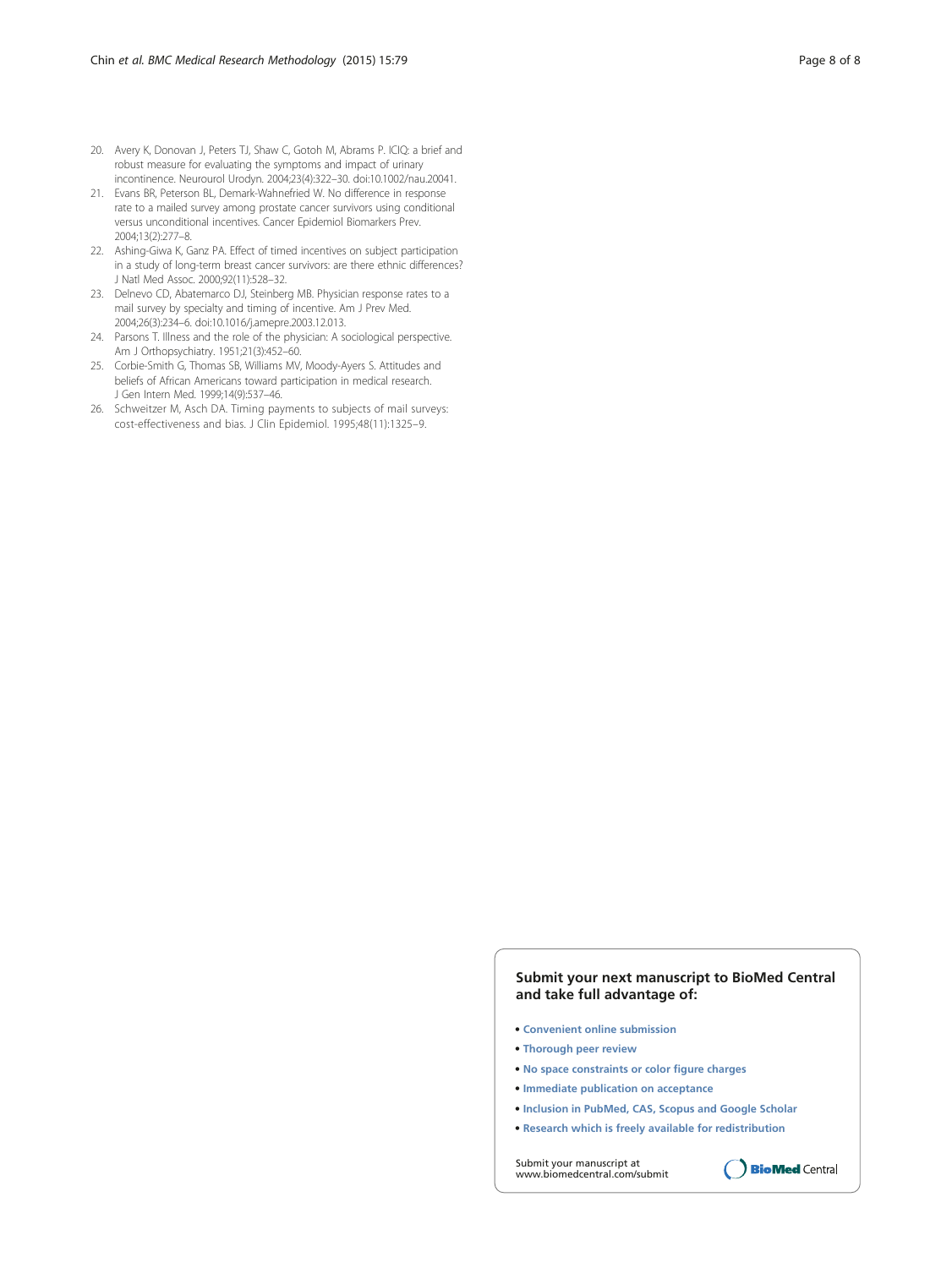20. Avery K, Donovan J, Peters TJ, Shaw C, Gotoh M, Abrams P. ICIQ: a brief and robust measure for evaluating the symptoms and impact of urinary incontinence. Neurourol Urodyn. 2004;23(4):322–30. doi:10.1002/nau.20041.
21. Evans BR, Peterson BL, Demark-Wahnefried W. No difference in response rate to a mailed survey among prostate cancer survivors using conditional versus unconditional incentives. Cancer Epidemiol Biomarkers Prev. 2004;13(2):277–8.
22. Ashing-Giwa K, Ganz PA. Effect of timed incentives on subject participation in a study of long-term breast cancer survivors: are there ethnic differences? J Natl Med Assoc. 2000;92(11):528–32.
23. Delnevo CD, Abatemarco DJ, Steinberg MB. Physician response rates to a mail survey by specialty and timing of incentive. Am J Prev Med. 2004;26(3):234–6. doi:10.1016/j.amepre.2003.12.013.
24. Parsons T. Illness and the role of the physician: A sociological perspective. Am J Orthopsychiatry. 1951;21(3):452–60.
25. Corbie-Smith G, Thomas SB, Williams MV, Moody-Ayers S. Attitudes and beliefs of African Americans toward participation in medical research. J Gen Intern Med. 1999;14(9):537–46.
26. Schweitzer M, Asch DA. Timing payments to subjects of mail surveys: cost-effectiveness and bias. J Clin Epidemiol. 1995;48(11):1325–9.

**Submit your next manuscript to BioMed Central and take full advantage of:**

- **Convenient online submission**
- **Thorough peer review**
- **No space constraints or color figure charges**
- **Immediate publication on acceptance**
- **Inclusion in PubMed, CAS, Scopus and Google Scholar**
- **Research which is freely available for redistribution**

Submit your manuscript at
www.biomedcentral.com/submit

BioMed Central